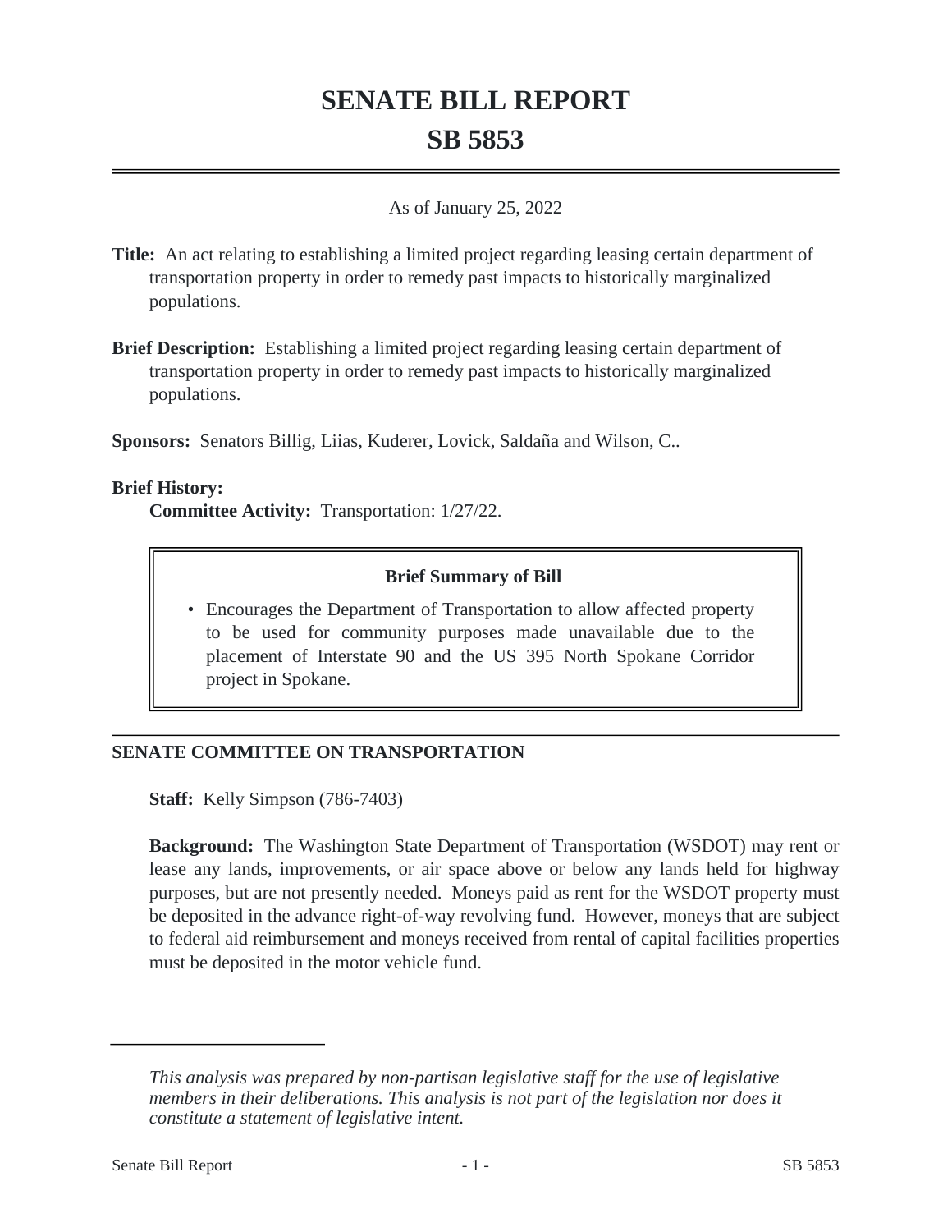# SENATE BILL REPORT

# SB 5853

As of January 25, 2022

**Title:** An act relating to establishing a limited project regarding leasing certain department of transportation property in order to remedy past impacts to historically marginalized populations.

**Brief Description:** Establishing a limited project regarding leasing certain department of transportation property in order to remedy past impacts to historically marginalized populations.

**Sponsors:** Senators Billig, Liias, Kuderer, Lovick, Saldaña and Wilson, C..

**Brief History:**

**Committee Activity:** Transportation: 1/27/22.

**Brief Summary of Bill**

- Encourages the Department of Transportation to allow affected property to be used for community purposes made unavailable due to the placement of Interstate 90 and the US 395 North Spokane Corridor project in Spokane.

## SENATE COMMITTEE ON TRANSPORTATION

**Staff:** Kelly Simpson (786-7403)

**Background:** The Washington State Department of Transportation (WSDOT) may rent or lease any lands, improvements, or air space above or below any lands held for highway purposes, but are not presently needed. Moneys paid as rent for the WSDOT property must be deposited in the advance right-of-way revolving fund. However, moneys that are subject to federal aid reimbursement and moneys received from rental of capital facilities properties must be deposited in the motor vehicle fund.

---

*This analysis was prepared by non-partisan legislative staff for the use of legislative members in their deliberations. This analysis is not part of the legislation nor does it constitute a statement of legislative intent.*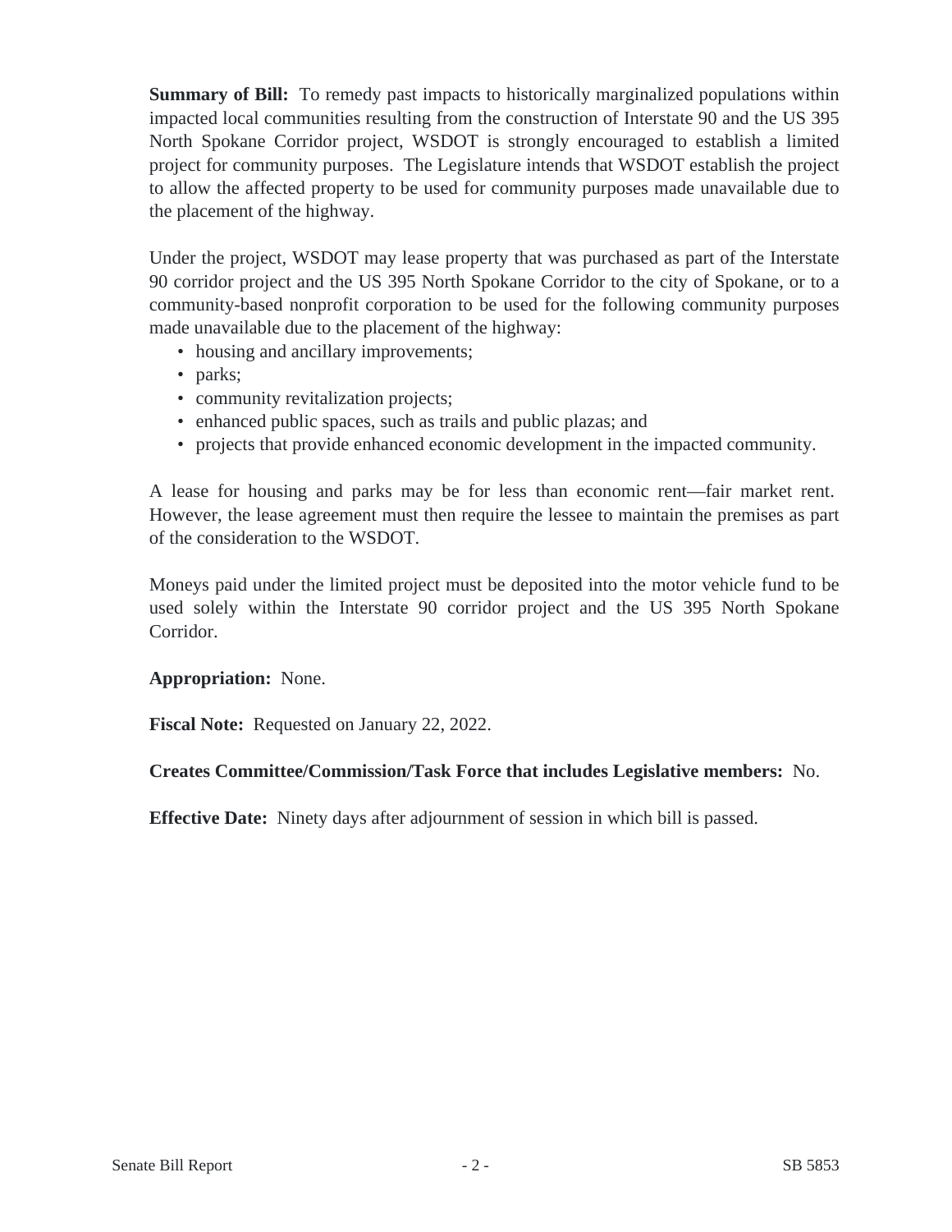**Summary of Bill:** To remedy past impacts to historically marginalized populations within impacted local communities resulting from the construction of Interstate 90 and the US 395 North Spokane Corridor project, WSDOT is strongly encouraged to establish a limited project for community purposes. The Legislature intends that WSDOT establish the project to allow the affected property to be used for community purposes made unavailable due to the placement of the highway.

Under the project, WSDOT may lease property that was purchased as part of the Interstate 90 corridor project and the US 395 North Spokane Corridor to the city of Spokane, or to a community-based nonprofit corporation to be used for the following community purposes made unavailable due to the placement of the highway:

- housing and ancillary improvements;
- parks;
- community revitalization projects;
- enhanced public spaces, such as trails and public plazas; and
- projects that provide enhanced economic development in the impacted community.

A lease for housing and parks may be for less than economic rent—fair market rent. However, the lease agreement must then require the lessee to maintain the premises as part of the consideration to the WSDOT.

Moneys paid under the limited project must be deposited into the motor vehicle fund to be used solely within the Interstate 90 corridor project and the US 395 North Spokane Corridor.

**Appropriation:** None.

**Fiscal Note:** Requested on January 22, 2022.

**Creates Committee/Commission/Task Force that includes Legislative members:** No.

**Effective Date:** Ninety days after adjournment of session in which bill is passed.